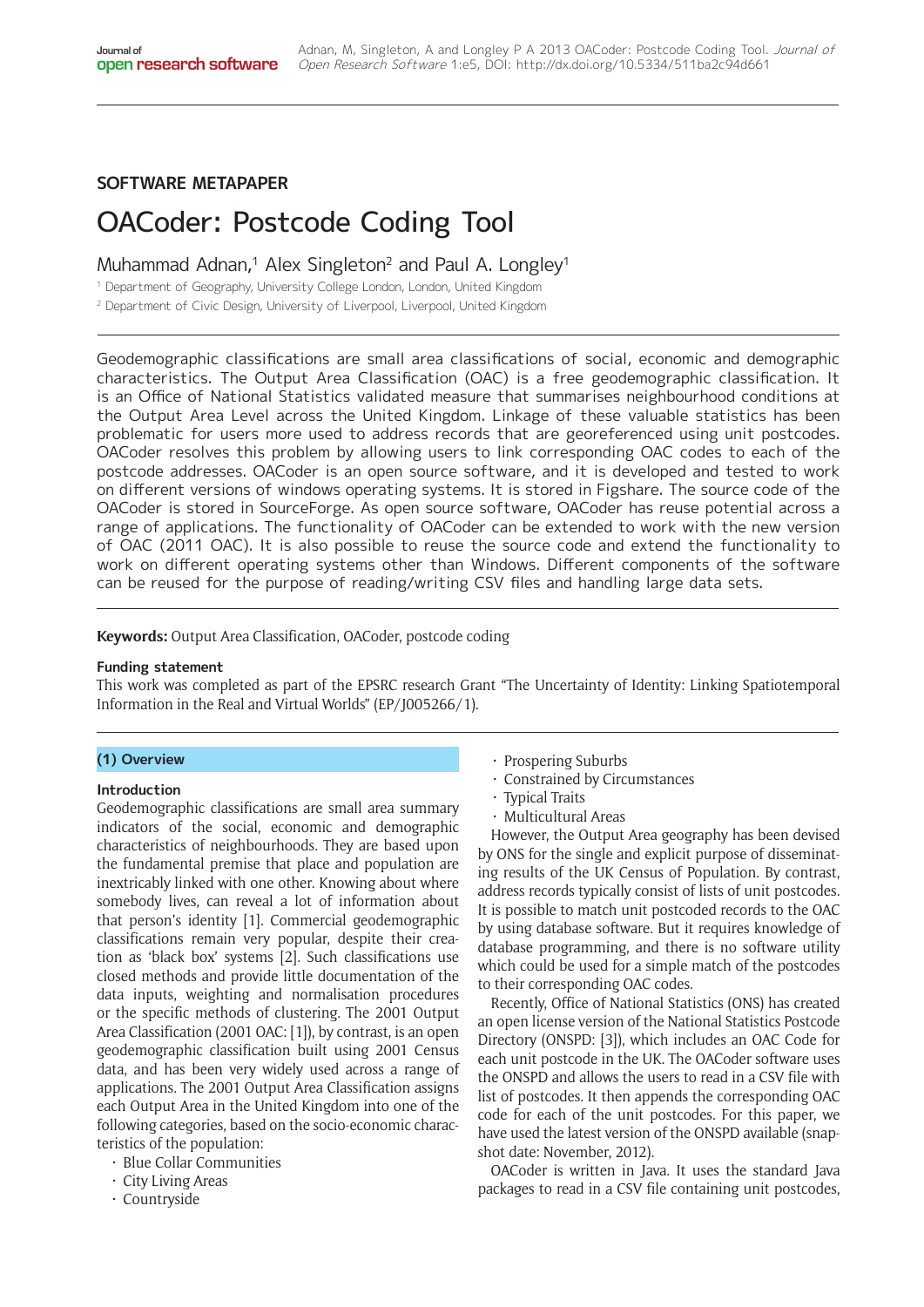SOFTWARE METAPAPER

# OACoder: Postcode Coding Tool

Muhammad Adnan,[1] Alex Singleton[2] and Paul A. Longley[1]

[1] Department of Geography, University College London, London, United Kingdom

[2] Department of Civic Design, University of Liverpool, Liverpool, United Kingdom

Geodemographic classifications are small area classifications of social, economic and demographic characteristics. The Output Area Classification (OAC) is a free geodemographic classification. It is an Office of National Statistics validated measure that summarises neighbourhood conditions at the Output Area Level across the United Kingdom. Linkage of these valuable statistics has been problematic for users more used to address records that are georeferenced using unit postcodes. OACoder resolves this problem by allowing users to link corresponding OAC codes to each of the postcode addresses. OACoder is an open source software, and it is developed and tested to work on different versions of windows operating systems. It is stored in Figshare. The source code of the OACoder is stored in SourceForge. As open source software, OACoder has reuse potential across a range of applications. The functionality of OACoder can be extended to work with the new version of OAC (2011 OAC). It is also possible to reuse the source code and extend the functionality to work on different operating systems other than Windows. Different components of the software can be reused for the purpose of reading/writing CSV files and handling large data sets.

**Keywords:** Output Area Classification, OACoder, postcode coding

**Funding statement**

This work was completed as part of the EPSRC research Grant "The Uncertainty of Identity: Linking Spatiotemporal Information in the Real and Virtual Worlds" (EP/J005266/1).

## (1) Overview

### Introduction

Geodemographic classifications are small area summary indicators of the social, economic and demographic characteristics of neighbourhoods. They are based upon the fundamental premise that place and population are inextricably linked with one other. Knowing about where somebody lives, can reveal a lot of information about that person's identity [1]. Commercial geodemographic classifications remain very popular, despite their creation as 'black box' systems [2]. Such classifications use closed methods and provide little documentation of the data inputs, weighting and normalisation procedures or the specific methods of clustering. The 2001 Output Area Classification (2001 OAC: [1]), by contrast, is an open geodemographic classification built using 2001 Census data, and has been very widely used across a range of applications. The 2001 Output Area Classification assigns each Output Area in the United Kingdom into one of the following categories, based on the socio-economic characteristics of the population:

- Blue Collar Communities
- City Living Areas
- Countryside
- Prospering Suburbs
- Constrained by Circumstances
- Typical Traits
- Multicultural Areas

However, the Output Area geography has been devised by ONS for the single and explicit purpose of disseminating results of the UK Census of Population. By contrast, address records typically consist of lists of unit postcodes. It is possible to match unit postcoded records to the OAC by using database software. But it requires knowledge of database programming, and there is no software utility which could be used for a simple match of the postcodes to their corresponding OAC codes.

Recently, Office of National Statistics (ONS) has created an open license version of the National Statistics Postcode Directory (ONSPD: [3]), which includes an OAC Code for each unit postcode in the UK. The OACoder software uses the ONSPD and allows the users to read in a CSV file with list of postcodes. It then appends the corresponding OAC code for each of the unit postcodes. For this paper, we have used the latest version of the ONSPD available (snapshot date: November, 2012).

OACoder is written in Java. It uses the standard Java packages to read in a CSV file containing unit postcodes,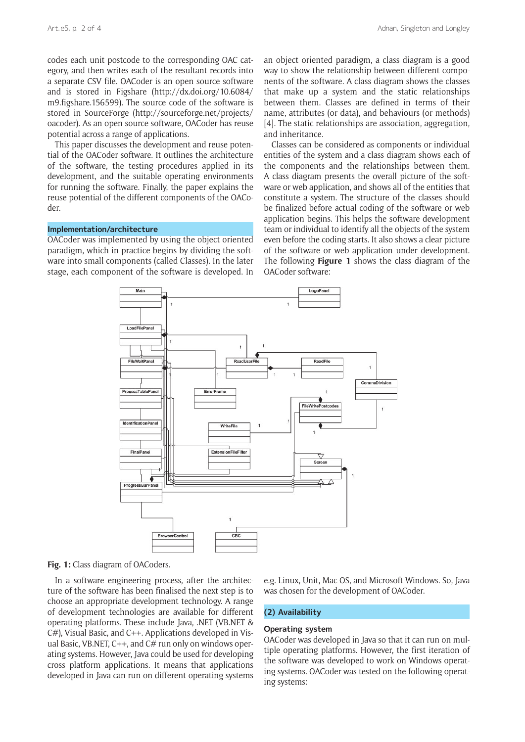codes each unit postcode to the corresponding OAC category, and then writes each of the resultant records into a separate CSV file. OACoder is an open source software and is stored in Figshare (http://dx.doi.org/10.6084/m9.figshare.156599). The source code of the software is stored in SourceForge (http://sourceforge.net/projects/oacoder). As an open source software, OACoder has reuse potential across a range of applications.

This paper discusses the development and reuse potential of the OACoder software. It outlines the architecture of the software, the testing procedures applied in its development, and the suitable operating environments for running the software. Finally, the paper explains the reuse potential of the different components of the OACoder.

## Implementation/architecture

OACoder was implemented by using the object oriented paradigm, which in practice begins by dividing the software into small components (called Classes). In the later stage, each component of the software is developed. In an object oriented paradigm, a class diagram is a good way to show the relationship between different components of the software. A class diagram shows the classes that make up a system and the static relationships between them. Classes are defined in terms of their name, attributes (or data), and behaviours (or methods) [4]. The static relationships are association, aggregation, and inheritance.

Classes can be considered as components or individual entities of the system and a class diagram shows each of the components and the relationships between them. A class diagram presents the overall picture of the software or web application, and shows all of the entities that constitute a system. The structure of the classes should be finalized before actual coding of the software or web application begins. This helps the software development team or individual to identify all the objects of the system even before the coding starts. It also shows a clear picture of the software or web application under development. The following **Figure 1** shows the class diagram of the OACoder software:

**Fig. 1:** Class diagram of OACoders.

In a software engineering process, after the architecture of the software has been finalised the next step is to choose an appropriate development technology. A range of development technologies are available for different operating platforms. These include Java, .NET (VB.NET & C#), Visual Basic, and C++. Applications developed in Visual Basic, VB.NET, C++, and C# run only on windows operating systems. However, Java could be used for developing cross platform applications. It means that applications developed in Java can run on different operating systems e.g. Linux, Unit, Mac OS, and Microsoft Windows. So, Java was chosen for the development of OACoder.

## (2) Availability

### Operating system

OACoder was developed in Java so that it can run on multiple operating platforms. However, the first iteration of the software was developed to work on Windows operating systems. OACoder was tested on the following operating systems: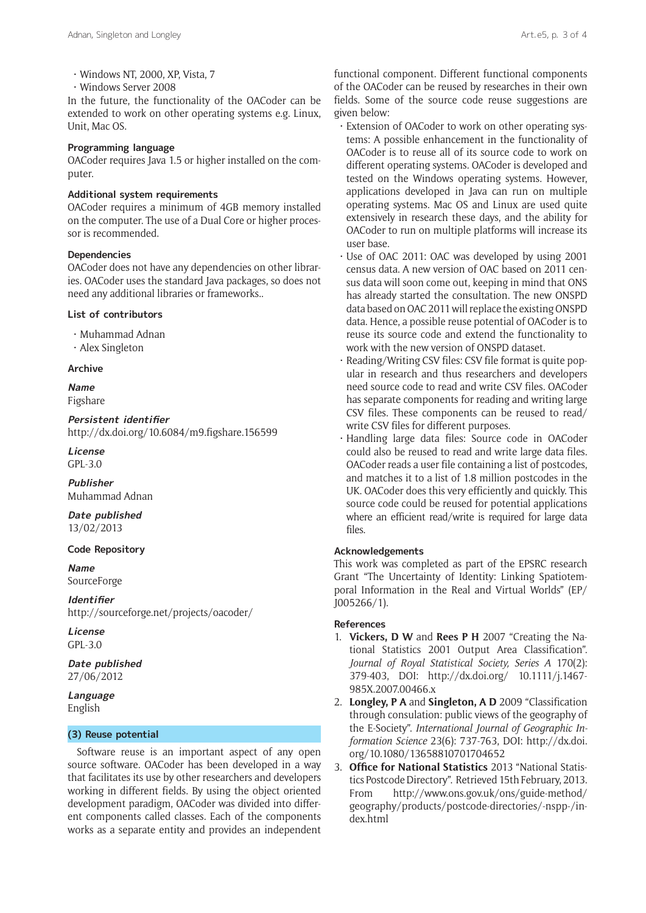- Windows NT, 2000, XP, Vista, 7
- Windows Server 2008

In the future, the functionality of the OACoder can be extended to work on other operating systems e.g. Linux, Unit, Mac OS.

**Programming language**

OACoder requires Java 1.5 or higher installed on the computer.

**Additional system requirements**

OACoder requires a minimum of 4GB memory installed on the computer. The use of a Dual Core or higher processor is recommended.

**Dependencies**

OACoder does not have any dependencies on other libraries. OACoder uses the standard Java packages, so does not need any additional libraries or frameworks..

**List of contributors**

- Muhammad Adnan
- Alex Singleton

**Archive**

***Name***

Figshare

***Persistent identifier***

http://dx.doi.org/10.6084/m9.figshare.156599

***License***

GPL-3.0

***Publisher***

Muhammad Adnan

***Date published***

13/02/2013

**Code Repository**

***Name***

SourceForge

***Identifier***

http://sourceforge.net/projects/oacoder/

***License***

GPL-3.0

***Date published***

27/06/2012

***Language***

English

## (3) Reuse potential

Software reuse is an important aspect of any open source software. OACoder has been developed in a way that facilitates its use by other researchers and developers working in different fields. By using the object oriented development paradigm, OACoder was divided into different components called classes. Each of the components works as a separate entity and provides an independent functional component. Different functional components of the OACoder can be reused by researches in their own fields. Some of the source code reuse suggestions are given below:

- Extension of OACoder to work on other operating systems: A possible enhancement in the functionality of OACoder is to reuse all of its source code to work on different operating systems. OACoder is developed and tested on the Windows operating systems. However, applications developed in Java can run on multiple operating systems. Mac OS and Linux are used quite extensively in research these days, and the ability for OACoder to run on multiple platforms will increase its user base.
- Use of OAC 2011: OAC was developed by using 2001 census data. A new version of OAC based on 2011 census data will soon come out, keeping in mind that ONS has already started the consultation. The new ONSPD data based on OAC 2011 will replace the existing ONSPD data. Hence, a possible reuse potential of OACoder is to reuse its source code and extend the functionality to work with the new version of ONSPD dataset.
- Reading/Writing CSV files: CSV file format is quite popular in research and thus researchers and developers need source code to read and write CSV files. OACoder has separate components for reading and writing large CSV files. These components can be reused to read/write CSV files for different purposes.
- Handling large data files: Source code in OACoder could also be reused to read and write large data files. OACoder reads a user file containing a list of postcodes, and matches it to a list of 1.8 million postcodes in the UK. OACoder does this very efficiently and quickly. This source code could be reused for potential applications where an efficient read/write is required for large data files.

**Acknowledgements**

This work was completed as part of the EPSRC research Grant "The Uncertainty of Identity: Linking Spatiotemporal Information in the Real and Virtual Worlds" (EP/J005266/1).

**References**

1. **Vickers, D W** and **Rees P H** 2007 "Creating the National Statistics 2001 Output Area Classification". *Journal of Royal Statistical Society, Series A* 170(2): 379-403, DOI: http://dx.doi.org/ 10.1111/j.1467-985X.2007.00466.x
2. **Longley, P A** and **Singleton, A D** 2009 "Classification through consulation: public views of the geography of the E-Society". *International Journal of Geographic Information Science* 23(6): 737-763, DOI: http://dx.doi.org/10.1080/13658810701704652
3. **Office for National Statistics** 2013 "National Statistics Postcode Directory". Retrieved 15th February, 2013. From http://www.ons.gov.uk/ons/guide-method/geography/products/postcode-directories/-nspp-/index.html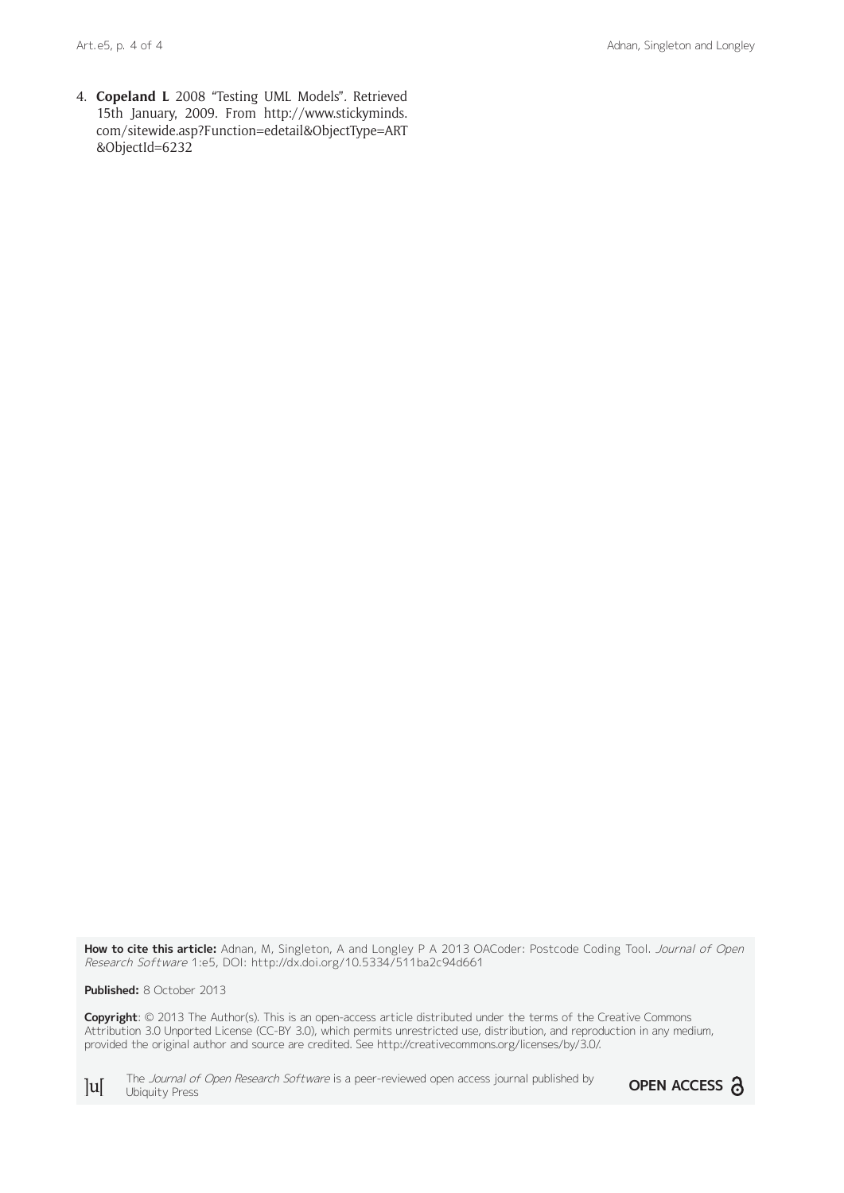4. **Copeland L** 2008 "Testing UML Models". Retrieved 15th January, 2009. From http://www.stickyminds.com/sitewide.asp?Function=edetail&ObjectType=ART&ObjectId=6232

**How to cite this article:** Adnan, M, Singleton, A and Longley P A 2013 OACoder: Postcode Coding Tool. *Journal of Open Research Software* 1:e5, DOI: http://dx.doi.org/10.5334/511ba2c94d661

**Published:** 8 October 2013

**Copyright**: © 2013 The Author(s). This is an open-access article distributed under the terms of the Creative Commons Attribution 3.0 Unported License (CC-BY 3.0), which permits unrestricted use, distribution, and reproduction in any medium, provided the original author and source are credited. See http://creativecommons.org/licenses/by/3.0/.

The *Journal of Open Research Software* is a peer-reviewed open access journal published by Ubiquity Press

**OPEN ACCESS**